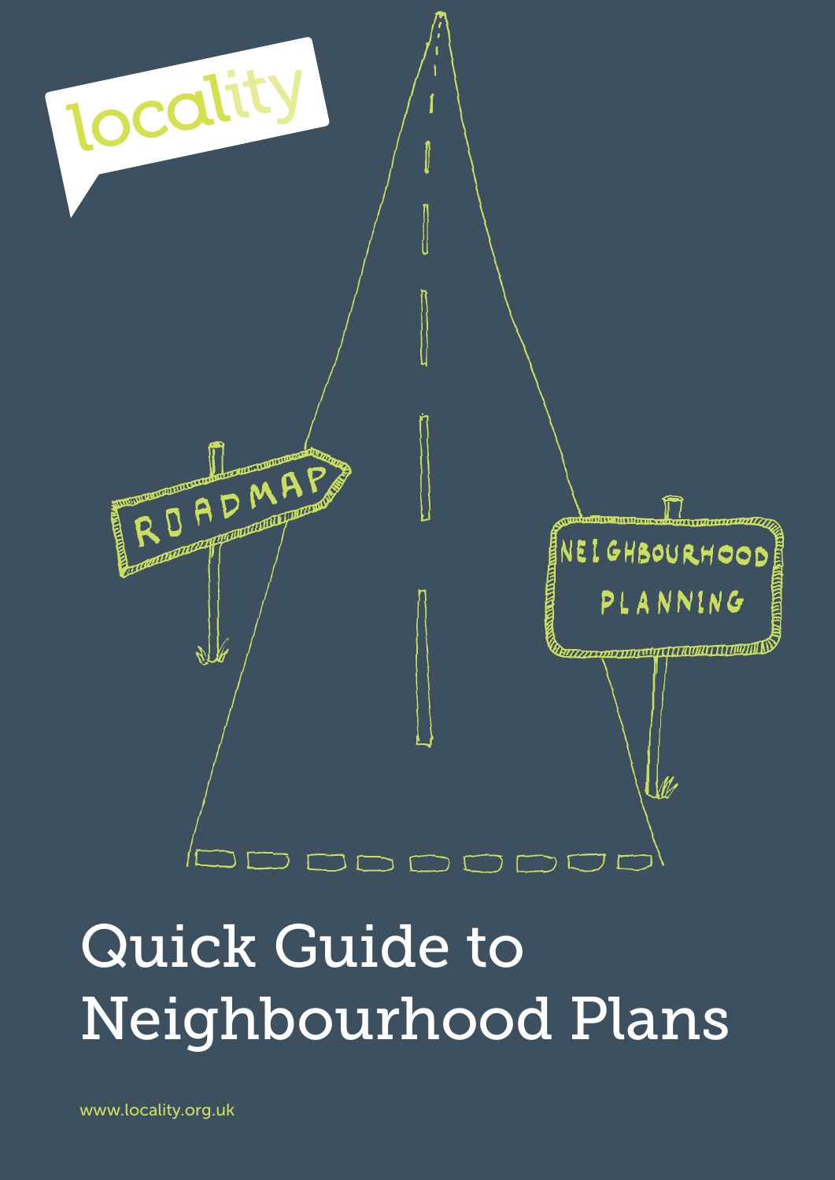locality

ROADMAP

NEIGHBOURHOOD PLANNING

# Quick Guide to Neighbourhood Plans

www.locality.org.uk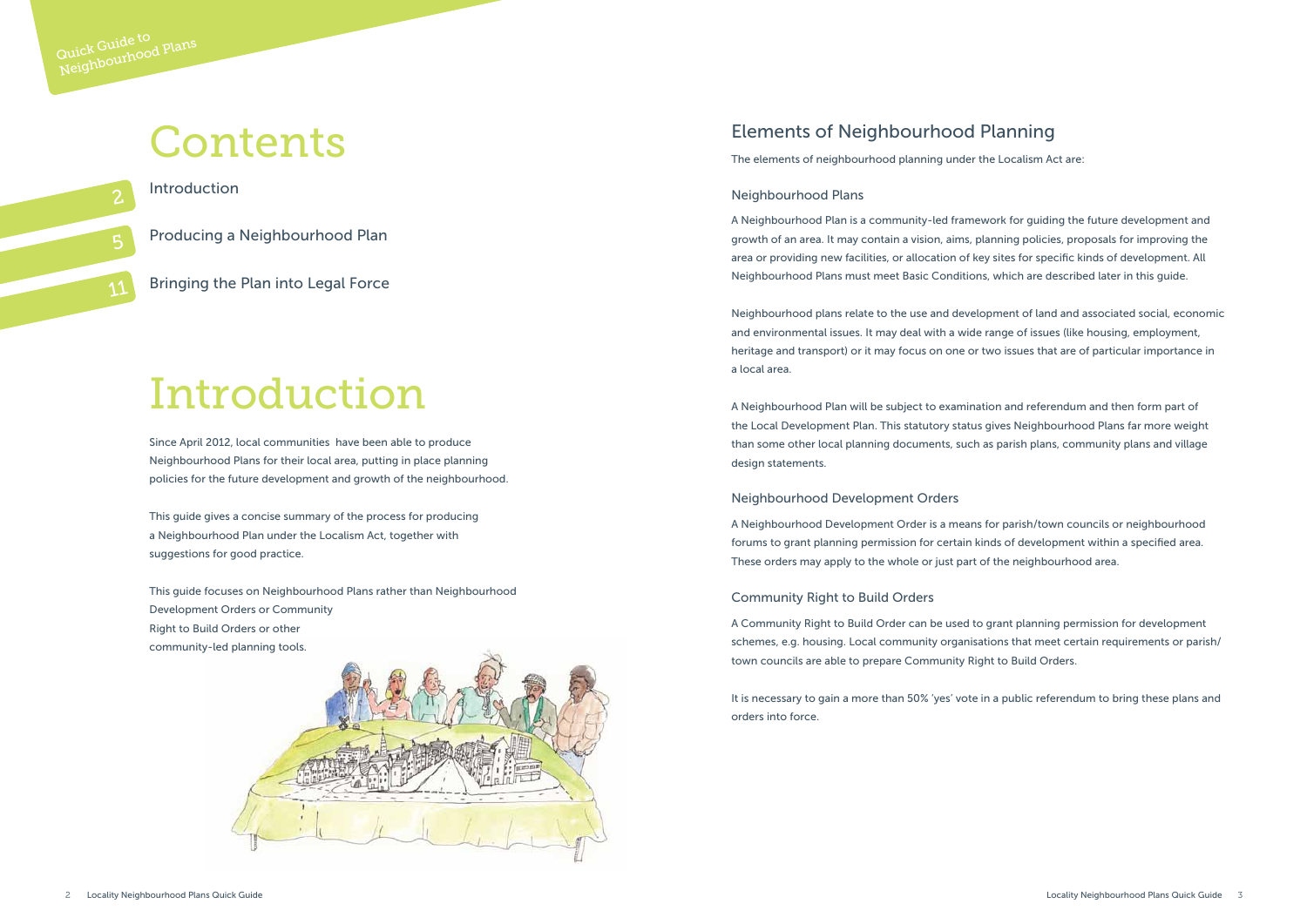# Contents

2 Introduction

5 Producing a Neighbourhood Plan

11 Bringing the Plan into Legal Force

# Introduction

Since April 2012, local communities have been able to produce Neighbourhood Plans for their local area, putting in place planning policies for the future development and growth of the neighbourhood.

This guide gives a concise summary of the process for producing a Neighbourhood Plan under the Localism Act, together with suggestions for good practice.

This guide focuses on Neighbourhood Plans rather than Neighbourhood Development Orders or Community Right to Build Orders or other community-led planning tools.

## Elements of Neighbourhood Planning

The elements of neighbourhood planning under the Localism Act are:

### Neighbourhood Plans

A Neighbourhood Plan is a community-led framework for guiding the future development and growth of an area. It may contain a vision, aims, planning policies, proposals for improving the area or providing new facilities, or allocation of key sites for specific kinds of development. All Neighbourhood Plans must meet Basic Conditions, which are described later in this guide.

Neighbourhood plans relate to the use and development of land and associated social, economic and environmental issues. It may deal with a wide range of issues (like housing, employment, heritage and transport) or it may focus on one or two issues that are of particular importance in a local area.

A Neighbourhood Plan will be subject to examination and referendum and then form part of the Local Development Plan. This statutory status gives Neighbourhood Plans far more weight than some other local planning documents, such as parish plans, community plans and village design statements.

### Neighbourhood Development Orders

A Neighbourhood Development Order is a means for parish/town councils or neighbourhood forums to grant planning permission for certain kinds of development within a specified area. These orders may apply to the whole or just part of the neighbourhood area.

### Community Right to Build Orders

A Community Right to Build Order can be used to grant planning permission for development schemes, e.g. housing. Local community organisations that meet certain requirements or parish/town councils are able to prepare Community Right to Build Orders.

It is necessary to gain a more than 50% 'yes' vote in a public referendum to bring these plans and orders into force.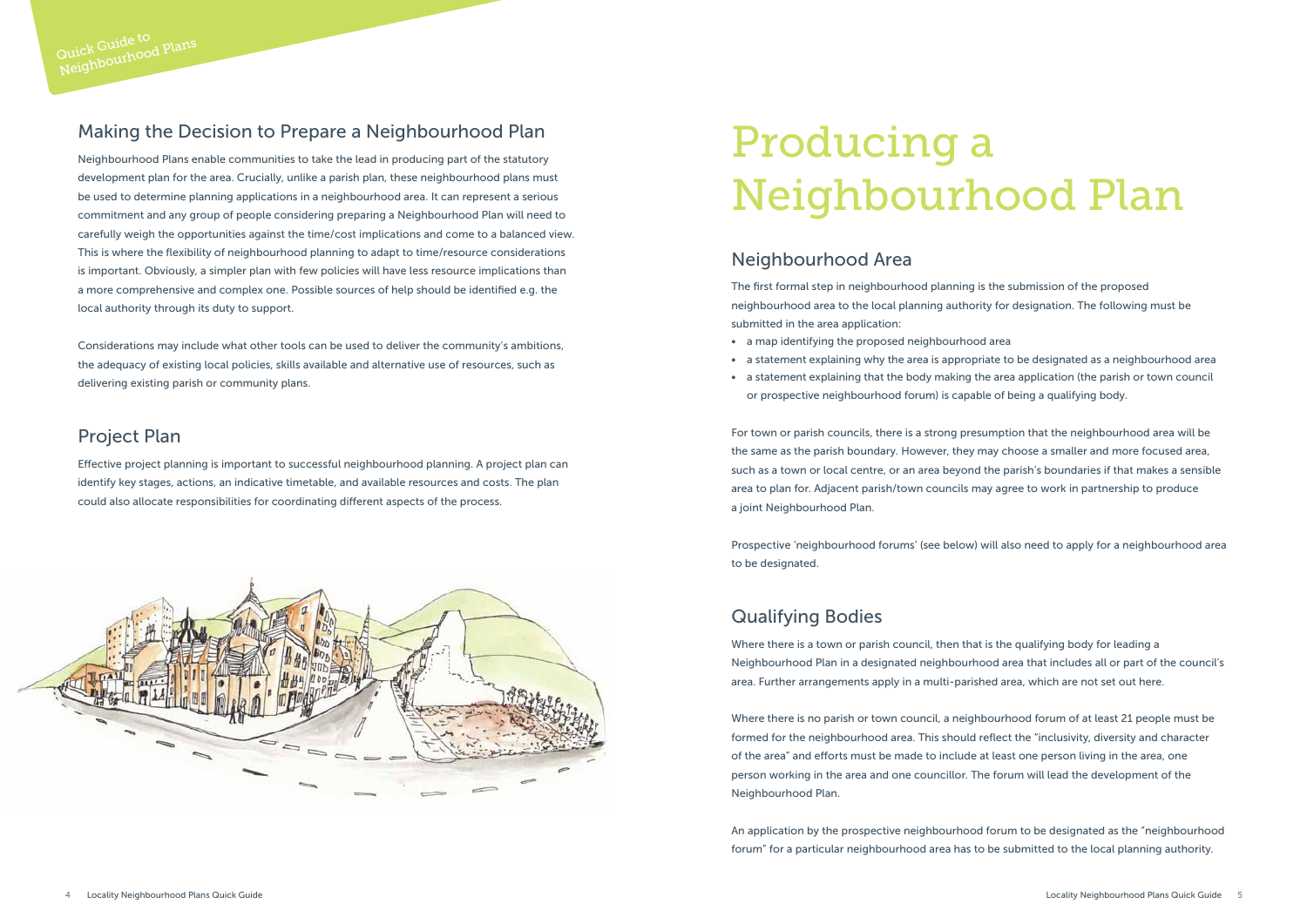## Making the Decision to Prepare a Neighbourhood Plan

Neighbourhood Plans enable communities to take the lead in producing part of the statutory development plan for the area. Crucially, unlike a parish plan, these neighbourhood plans must be used to determine planning applications in a neighbourhood area. It can represent a serious commitment and any group of people considering preparing a Neighbourhood Plan will need to carefully weigh the opportunities against the time/cost implications and come to a balanced view. This is where the flexibility of neighbourhood planning to adapt to time/resource considerations is important. Obviously, a simpler plan with few policies will have less resource implications than a more comprehensive and complex one. Possible sources of help should be identified e.g. the local authority through its duty to support.

Considerations may include what other tools can be used to deliver the community's ambitions, the adequacy of existing local policies, skills available and alternative use of resources, such as delivering existing parish or community plans.

## Project Plan

Effective project planning is important to successful neighbourhood planning. A project plan can identify key stages, actions, an indicative timetable, and available resources and costs. The plan could also allocate responsibilities for coordinating different aspects of the process.

# Producing a Neighbourhood Plan

## Neighbourhood Area

The first formal step in neighbourhood planning is the submission of the proposed neighbourhood area to the local planning authority for designation. The following must be submitted in the area application:

- a map identifying the proposed neighbourhood area
- a statement explaining why the area is appropriate to be designated as a neighbourhood area
- a statement explaining that the body making the area application (the parish or town council or prospective neighbourhood forum) is capable of being a qualifying body.

For town or parish councils, there is a strong presumption that the neighbourhood area will be the same as the parish boundary. However, they may choose a smaller and more focused area, such as a town or local centre, or an area beyond the parish's boundaries if that makes a sensible area to plan for. Adjacent parish/town councils may agree to work in partnership to produce a joint Neighbourhood Plan.

Prospective 'neighbourhood forums' (see below) will also need to apply for a neighbourhood area to be designated.

## Qualifying Bodies

Where there is a town or parish council, then that is the qualifying body for leading a Neighbourhood Plan in a designated neighbourhood area that includes all or part of the council's area. Further arrangements apply in a multi-parished area, which are not set out here.

Where there is no parish or town council, a neighbourhood forum of at least 21 people must be formed for the neighbourhood area. This should reflect the "inclusivity, diversity and character of the area" and efforts must be made to include at least one person living in the area, one person working in the area and one councillor. The forum will lead the development of the Neighbourhood Plan.

An application by the prospective neighbourhood forum to be designated as the "neighbourhood forum" for a particular neighbourhood area has to be submitted to the local planning authority.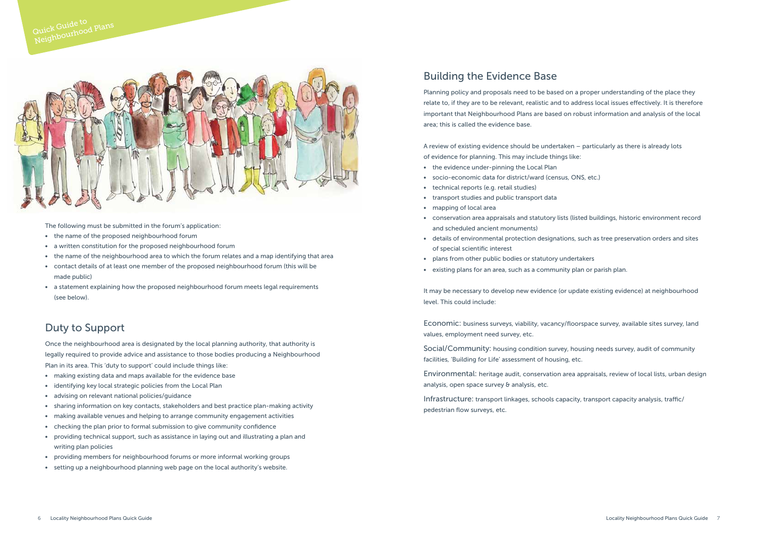The following must be submitted in the forum's application:

- the name of the proposed neighbourhood forum
- a written constitution for the proposed neighbourhood forum
- the name of the neighbourhood area to which the forum relates and a map identifying that area
- contact details of at least one member of the proposed neighbourhood forum (this will be made public)
- a statement explaining how the proposed neighbourhood forum meets legal requirements (see below).

## Duty to Support

Once the neighbourhood area is designated by the local planning authority, that authority is legally required to provide advice and assistance to those bodies producing a Neighbourhood Plan in its area. This 'duty to support' could include things like:

- making existing data and maps available for the evidence base
- identifying key local strategic policies from the Local Plan
- advising on relevant national policies/guidance
- sharing information on key contacts, stakeholders and best practice plan-making activity
- making available venues and helping to arrange community engagement activities
- checking the plan prior to formal submission to give community confidence
- providing technical support, such as assistance in laying out and illustrating a plan and writing plan policies
- providing members for neighbourhood forums or more informal working groups
- setting up a neighbourhood planning web page on the local authority's website.

## Building the Evidence Base

Planning policy and proposals need to be based on a proper understanding of the place they relate to, if they are to be relevant, realistic and to address local issues effectively. It is therefore important that Neighbourhood Plans are based on robust information and analysis of the local area; this is called the evidence base.

A review of existing evidence should be undertaken – particularly as there is already lots of evidence for planning. This may include things like:

- the evidence under-pinning the Local Plan
- socio-economic data for district/ward (census, ONS, etc.)
- technical reports (e.g. retail studies)
- transport studies and public transport data
- mapping of local area
- conservation area appraisals and statutory lists (listed buildings, historic environment record and scheduled ancient monuments)
- details of environmental protection designations, such as tree preservation orders and sites of special scientific interest
- plans from other public bodies or statutory undertakers
- existing plans for an area, such as a community plan or parish plan.

It may be necessary to develop new evidence (or update existing evidence) at neighbourhood level. This could include:

Economic: business surveys, viability, vacancy/floorspace survey, available sites survey, land values, employment need survey, etc.

Social/Community: housing condition survey, housing needs survey, audit of community facilities, 'Building for Life' assessment of housing, etc.

Environmental: heritage audit, conservation area appraisals, review of local lists, urban design analysis, open space survey & analysis, etc.

Infrastructure: transport linkages, schools capacity, transport capacity analysis, traffic/pedestrian flow surveys, etc.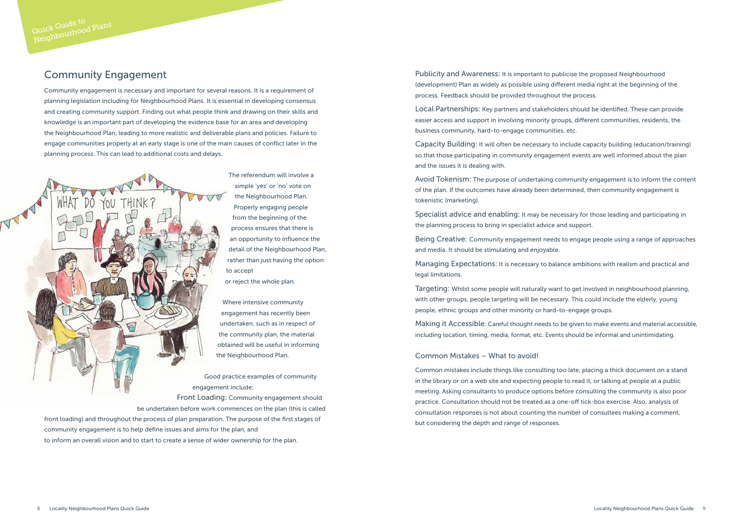## Community Engagement

Community engagement is necessary and important for several reasons. It is a requirement of planning legislation including for Neighbourhood Plans. It is essential in developing consensus and creating community support. Finding out what people think and drawing on their skills and knowledge is an important part of developing the evidence base for an area and developing the Neighbourhood Plan, leading to more realistic and deliverable plans and policies. Failure to engage communities properly at an early stage is one of the main causes of conflict later in the planning process. This can lead to additional costs and delays.

The referendum will involve a simple 'yes' or 'no' vote on the Neighbourhood Plan. Properly engaging people from the beginning of the process ensures that there is an opportunity to influence the detail of the Neighbourhood Plan, rather than just having the option to accept or reject the whole plan.

Where intensive community engagement has recently been undertaken, such as in respect of the community plan, the material obtained will be useful in informing the Neighbourhood Plan.

Good practice examples of community engagement include:

Front Loading: Community engagement should be undertaken before work commences on the plan (this is called front loading) and throughout the process of plan preparation. The purpose of the first stages of community engagement is to help define issues and aims for the plan, and to inform an overall vision and to start to create a sense of wider ownership for the plan.

Publicity and Awareness: It is important to publicise the proposed Neighbourhood (development) Plan as widely as possible using different media right at the beginning of the process. Feedback should be provided throughout the process.

Local Partnerships: Key partners and stakeholders should be identified. These can provide easier access and support in involving minority groups, different communities, residents, the business community, hard-to-engage communities, etc.

Capacity Building: It will often be necessary to include capacity building (education/training) so that those participating in community engagement events are well informed about the plan and the issues it is dealing with.

Avoid Tokenism: The purpose of undertaking community engagement is to inform the content of the plan. If the outcomes have already been determined, then community engagement is tokenistic (marketing).

Specialist advice and enabling: It may be necessary for those leading and participating in the planning process to bring in specialist advice and support.

Being Creative: Community engagement needs to engage people using a range of approaches and media. It should be stimulating and enjoyable.

Managing Expectations: It is necessary to balance ambitions with realism and practical and legal limitations.

Targeting: Whilst some people will naturally want to get involved in neighbourhood planning, with other groups, people targeting will be necessary. This could include the elderly, young people, ethnic groups and other minority or hard-to-engage groups.

Making it Accessible: Careful thought needs to be given to make events and material accessible, including location, timing, media, format, etc. Events should be informal and unintimidating.

### Common Mistakes – What to avoid!

Common mistakes include things like consulting too late, placing a thick document on a stand in the library or on a web site and expecting people to read it, or talking at people at a public meeting. Asking consultants to produce options before consulting the community is also poor practice. Consultation should not be treated as a one-off tick-box exercise. Also, analysis of consultation responses is not about counting the number of consultees making a comment, but considering the depth and range of responses.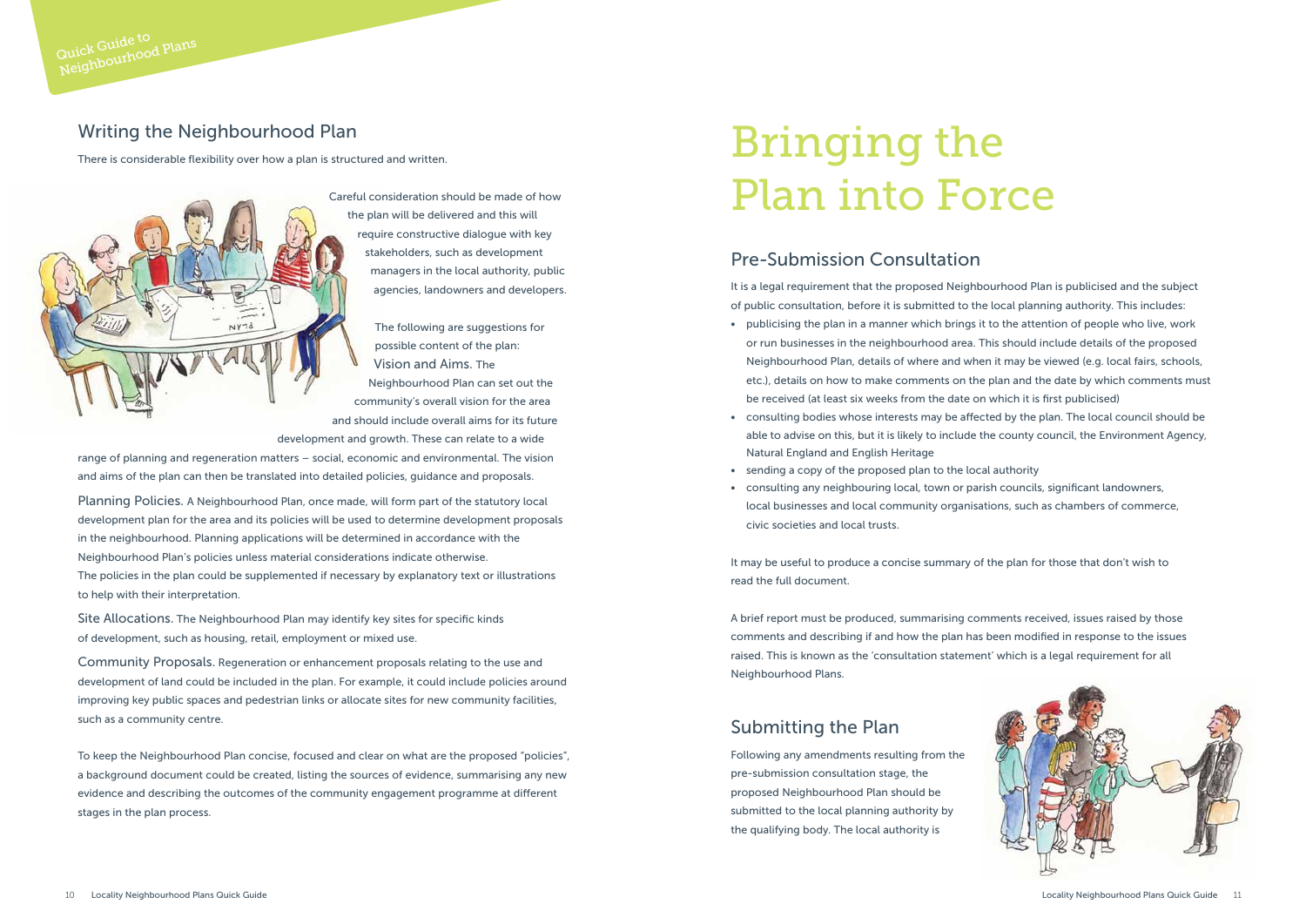## Writing the Neighbourhood Plan

There is considerable flexibility over how a plan is structured and written.

Careful consideration should be made of how the plan will be delivered and this will require constructive dialogue with key stakeholders, such as development managers in the local authority, public agencies, landowners and developers.

The following are suggestions for possible content of the plan:

Vision and Aims. The Neighbourhood Plan can set out the community's overall vision for the area and should include overall aims for its future development and growth. These can relate to a wide range of planning and regeneration matters – social, economic and environmental. The vision and aims of the plan can then be translated into detailed policies, guidance and proposals.

Planning Policies. A Neighbourhood Plan, once made, will form part of the statutory local development plan for the area and its policies will be used to determine development proposals in the neighbourhood. Planning applications will be determined in accordance with the Neighbourhood Plan's policies unless material considerations indicate otherwise. The policies in the plan could be supplemented if necessary by explanatory text or illustrations to help with their interpretation.

Site Allocations. The Neighbourhood Plan may identify key sites for specific kinds of development, such as housing, retail, employment or mixed use.

Community Proposals. Regeneration or enhancement proposals relating to the use and development of land could be included in the plan. For example, it could include policies around improving key public spaces and pedestrian links or allocate sites for new community facilities, such as a community centre.

To keep the Neighbourhood Plan concise, focused and clear on what are the proposed "policies", a background document could be created, listing the sources of evidence, summarising any new evidence and describing the outcomes of the community engagement programme at different stages in the plan process.

# Bringing the Plan into Force

## Pre-Submission Consultation

It is a legal requirement that the proposed Neighbourhood Plan is publicised and the subject of public consultation, before it is submitted to the local planning authority. This includes:

- publicising the plan in a manner which brings it to the attention of people who live, work or run businesses in the neighbourhood area. This should include details of the proposed Neighbourhood Plan, details of where and when it may be viewed (e.g. local fairs, schools, etc.), details on how to make comments on the plan and the date by which comments must be received (at least six weeks from the date on which it is first publicised)
- consulting bodies whose interests may be affected by the plan. The local council should be able to advise on this, but it is likely to include the county council, the Environment Agency, Natural England and English Heritage
- sending a copy of the proposed plan to the local authority
- consulting any neighbouring local, town or parish councils, significant landowners, local businesses and local community organisations, such as chambers of commerce, civic societies and local trusts.

It may be useful to produce a concise summary of the plan for those that don't wish to read the full document.

A brief report must be produced, summarising comments received, issues raised by those comments and describing if and how the plan has been modified in response to the issues raised. This is known as the 'consultation statement' which is a legal requirement for all Neighbourhood Plans.

## Submitting the Plan

Following any amendments resulting from the pre-submission consultation stage, the proposed Neighbourhood Plan should be submitted to the local planning authority by the qualifying body. The local authority is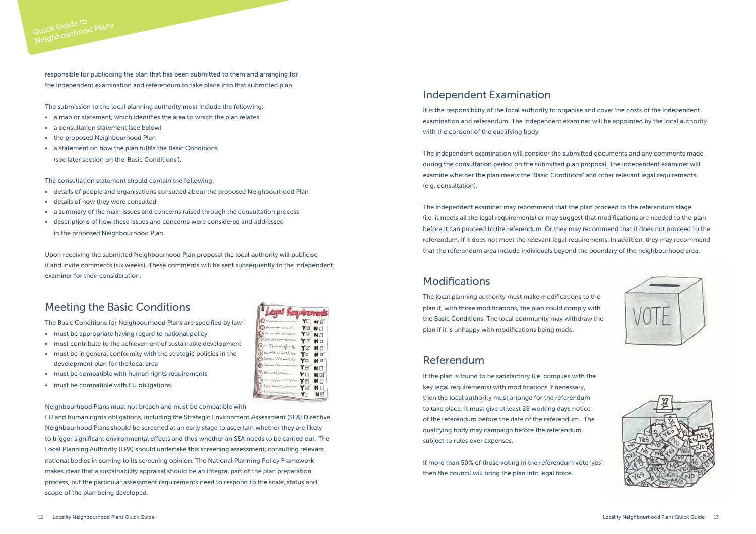responsible for publicising the plan that has been submitted to them and arranging for the independent examination and referendum to take place into that submitted plan.

The submission to the local planning authority must include the following:

- a map or statement, which identifies the area to which the plan relates
- a consultation statement (see below)
- the proposed Neighbourhood Plan
- a statement on how the plan fulfils the Basic Conditions (see later section on the 'Basic Conditions').

The consultation statement should contain the following:

- details of people and organisations consulted about the proposed Neighbourhood Plan
- details of how they were consulted
- a summary of the main issues and concerns raised through the consultation process
- descriptions of how these issues and concerns were considered and addressed in the proposed Neighbourhood Plan.

Upon receiving the submitted Neighbourhood Plan proposal the local authority will publicise it and invite comments (six weeks). These comments will be sent subsequently to the independent examiner for their consideration.

## Meeting the Basic Conditions

The Basic Conditions for Neighbourhood Plans are specified by law:

- must be appropriate having regard to national policy
- must contribute to the achievement of sustainable development
- must be in general conformity with the strategic policies in the development plan for the local area
- must be compatible with human rights requirements
- must be compatible with EU obligations.

Neighbourhood Plans must not breach and must be compatible with EU and human rights obligations, including the Strategic Environment Assessment (SEA) Directive. Neighbourhood Plans should be screened at an early stage to ascertain whether they are likely to trigger significant environmental effects and thus whether an SEA needs to be carried out. The Local Planning Authority (LPA) should undertake this screening assessment, consulting relevant national bodies in coming to its screening opinion. The National Planning Policy Framework makes clear that a sustainability appraisal should be an integral part of the plan preparation process, but the particular assessment requirements need to respond to the scale, status and scope of the plan being developed.

## Independent Examination

It is the responsibility of the local authority to organise and cover the costs of the independent examination and referendum. The independent examiner will be appointed by the local authority with the consent of the qualifying body.

The independent examination will consider the submitted documents and any comments made during the consultation period on the submitted plan proposal. The independent examiner will examine whether the plan meets the 'Basic Conditions' and other relevant legal requirements (e.g. consultation).

The independent examiner may recommend that the plan proceed to the referendum stage (i.e. it meets all the legal requirements) or may suggest that modifications are needed to the plan before it can proceed to the referendum. Or they may recommend that it does not proceed to the referendum, if it does not meet the relevant legal requirements. In addition, they may recommend that the referendum area include individuals beyond the boundary of the neighbourhood area.

## Modifications

The local planning authority must make modifications to the plan if, with those modifications, the plan could comply with the Basic Conditions. The local community may withdraw the plan if it is unhappy with modifications being made.

## Referendum

If the plan is found to be satisfactory (i.e. complies with the key legal requirements) with modifications if necessary, then the local authority must arrange for the referendum to take place. It must give at least 28 working days notice of the referendum before the date of the referendum. The qualifying body may campaign before the referendum, subject to rules over expenses.

If more than 50% of those voting in the referendum vote 'yes', then the council will bring the plan into legal force.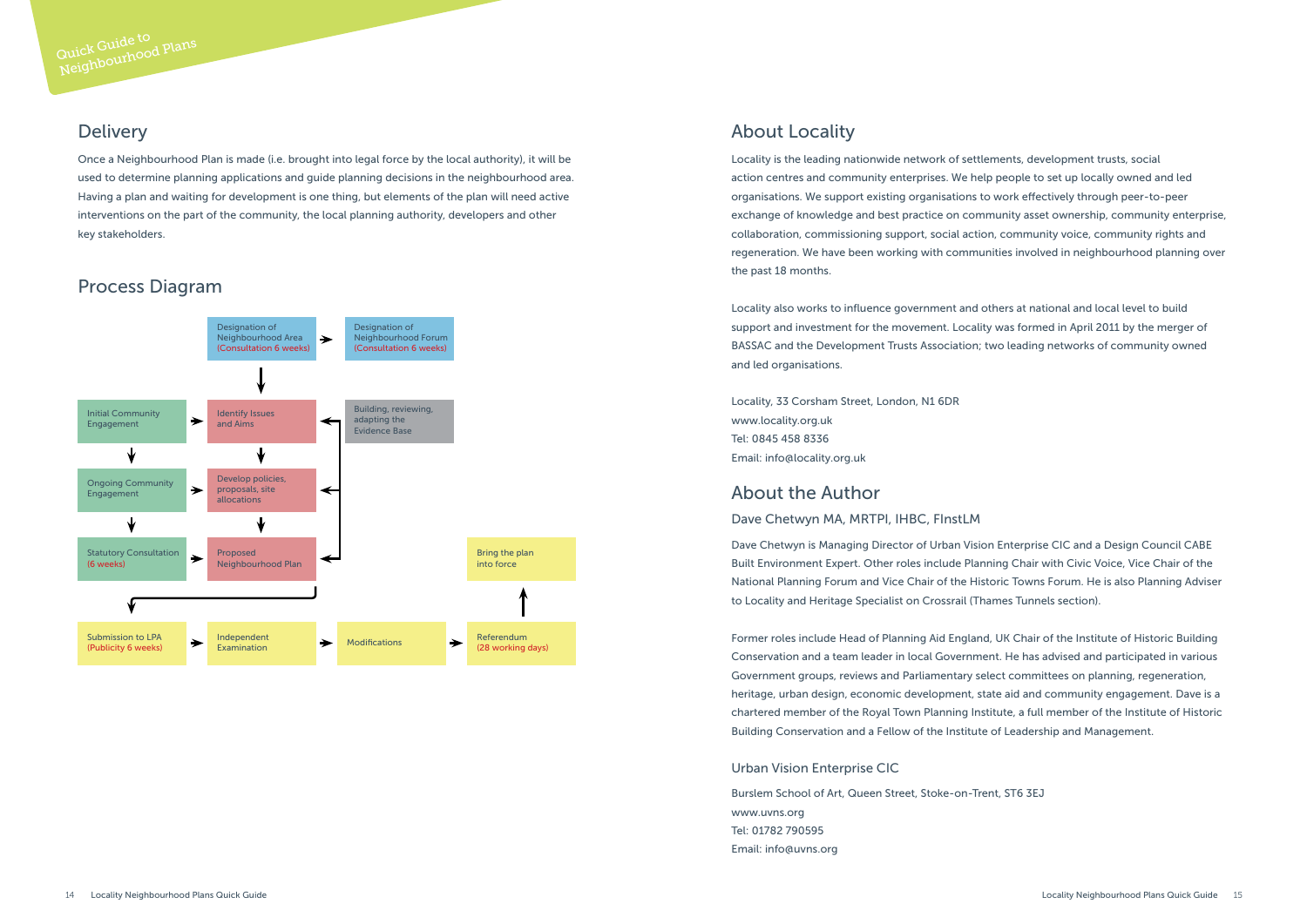## Delivery

Once a Neighbourhood Plan is made (i.e. brought into legal force by the local authority), it will be used to determine planning applications and guide planning decisions in the neighbourhood area. Having a plan and waiting for development is one thing, but elements of the plan will need active interventions on the part of the community, the local planning authority, developers and other key stakeholders.

## Process Diagram

- Designation of Neighbourhood Area (Consultation 6 weeks) → Designation of Neighbourhood Forum (Consultation 6 weeks)
- Initial Community Engagement → Identify Issues and Aims ← Building, reviewing, adapting the Evidence Base
- Ongoing Community Engagement → Develop policies, proposals, site allocations
- Statutory Consultation (6 weeks) → Proposed Neighbourhood Plan
- Submission to LPA (Publicity 6 weeks) → Independent Examination → Modifications → Referendum (28 working days) → Bring the plan into force

## About Locality

Locality is the leading nationwide network of settlements, development trusts, social action centres and community enterprises. We help people to set up locally owned and led organisations. We support existing organisations to work effectively through peer-to-peer exchange of knowledge and best practice on community asset ownership, community enterprise, collaboration, commissioning support, social action, community voice, community rights and regeneration. We have been working with communities involved in neighbourhood planning over the past 18 months.

Locality also works to influence government and others at national and local level to build support and investment for the movement. Locality was formed in April 2011 by the merger of BASSAC and the Development Trusts Association; two leading networks of community owned and led organisations.

Locality, 33 Corsham Street, London, N1 6DR
www.locality.org.uk
Tel: 0845 458 8336
Email: info@locality.org.uk

## About the Author

### Dave Chetwyn MA, MRTPI, IHBC, FInstLM

Dave Chetwyn is Managing Director of Urban Vision Enterprise CIC and a Design Council CABE Built Environment Expert. Other roles include Planning Chair with Civic Voice, Vice Chair of the National Planning Forum and Vice Chair of the Historic Towns Forum. He is also Planning Adviser to Locality and Heritage Specialist on Crossrail (Thames Tunnels section).

Former roles include Head of Planning Aid England, UK Chair of the Institute of Historic Building Conservation and a team leader in local Government. He has advised and participated in various Government groups, reviews and Parliamentary select committees on planning, regeneration, heritage, urban design, economic development, state aid and community engagement. Dave is a chartered member of the Royal Town Planning Institute, a full member of the Institute of Historic Building Conservation and a Fellow of the Institute of Leadership and Management.

### Urban Vision Enterprise CIC

Burslem School of Art, Queen Street, Stoke-on-Trent, ST6 3EJ
www.uvns.org
Tel: 01782 790595
Email: info@uvns.org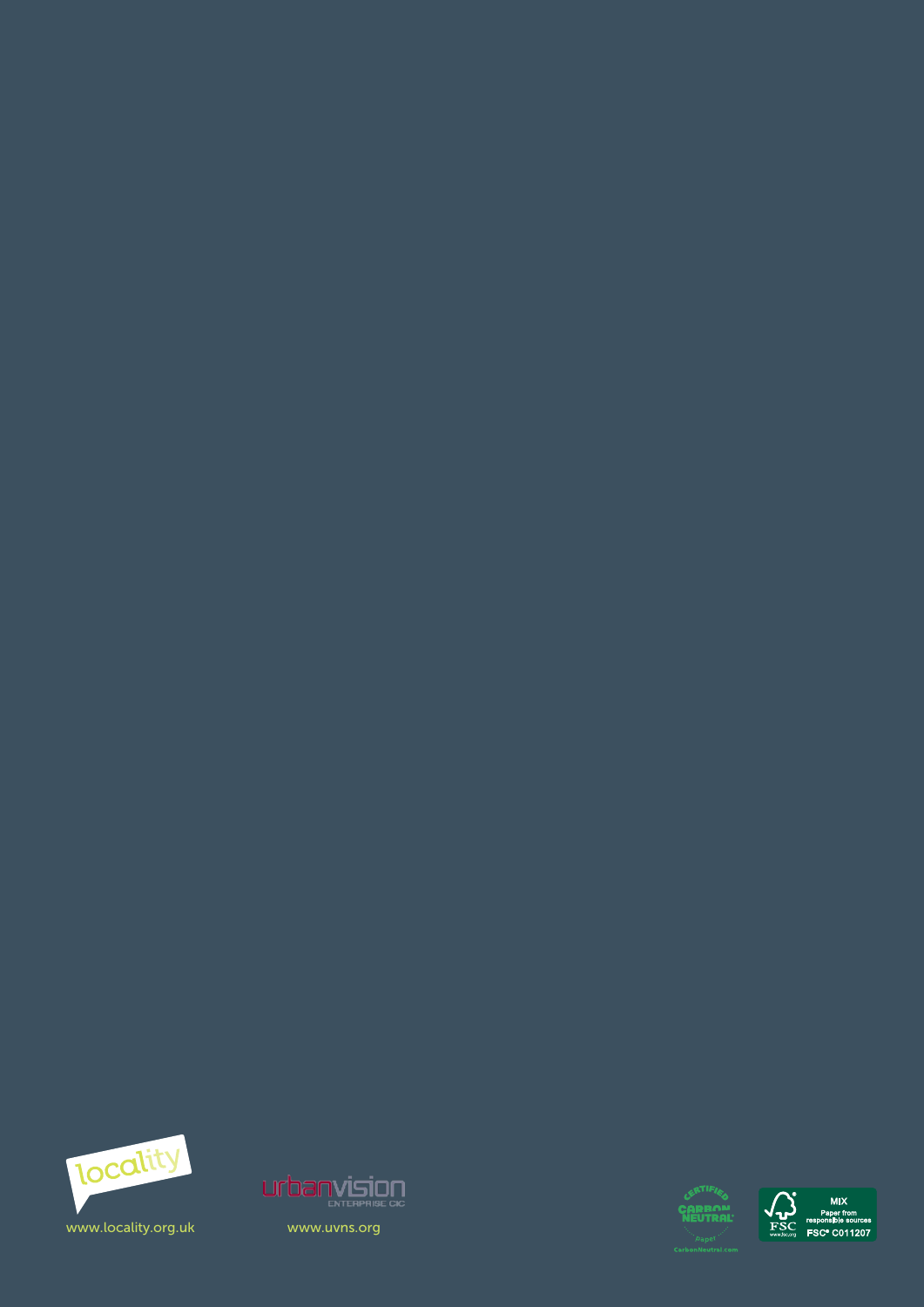www.locality.org.uk

www.uvns.org